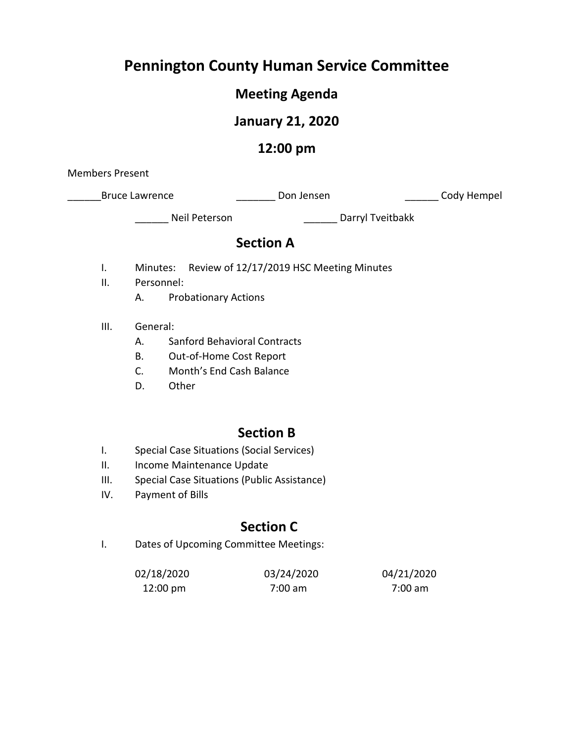# Pennington County Human Service Committee

## Meeting Agenda

## January 21, 2020

## 12:00 pm

Members Present

______Bruce Lawrence _______ Don Jensen ______ Cody Hempel

______ Neil Peterson ______ Darryl Tveitbakk

## Section A

I. Minutes: Review of 12/17/2019 HSC Meeting Minutes

II. Personnel:
   A. Probationary Actions

III. General:
   A. Sanford Behavioral Contracts
   B. Out-of-Home Cost Report
   C. Month's End Cash Balance
   D. Other

## Section B

I. Special Case Situations (Social Services)

II. Income Maintenance Update

III. Special Case Situations (Public Assistance)

IV. Payment of Bills

## Section C

I. Dates of Upcoming Committee Meetings:

| 02/18/2020 | 03/24/2020 | 04/21/2020 |
|---|---|---|
| 12:00 pm | 7:00 am | 7:00 am |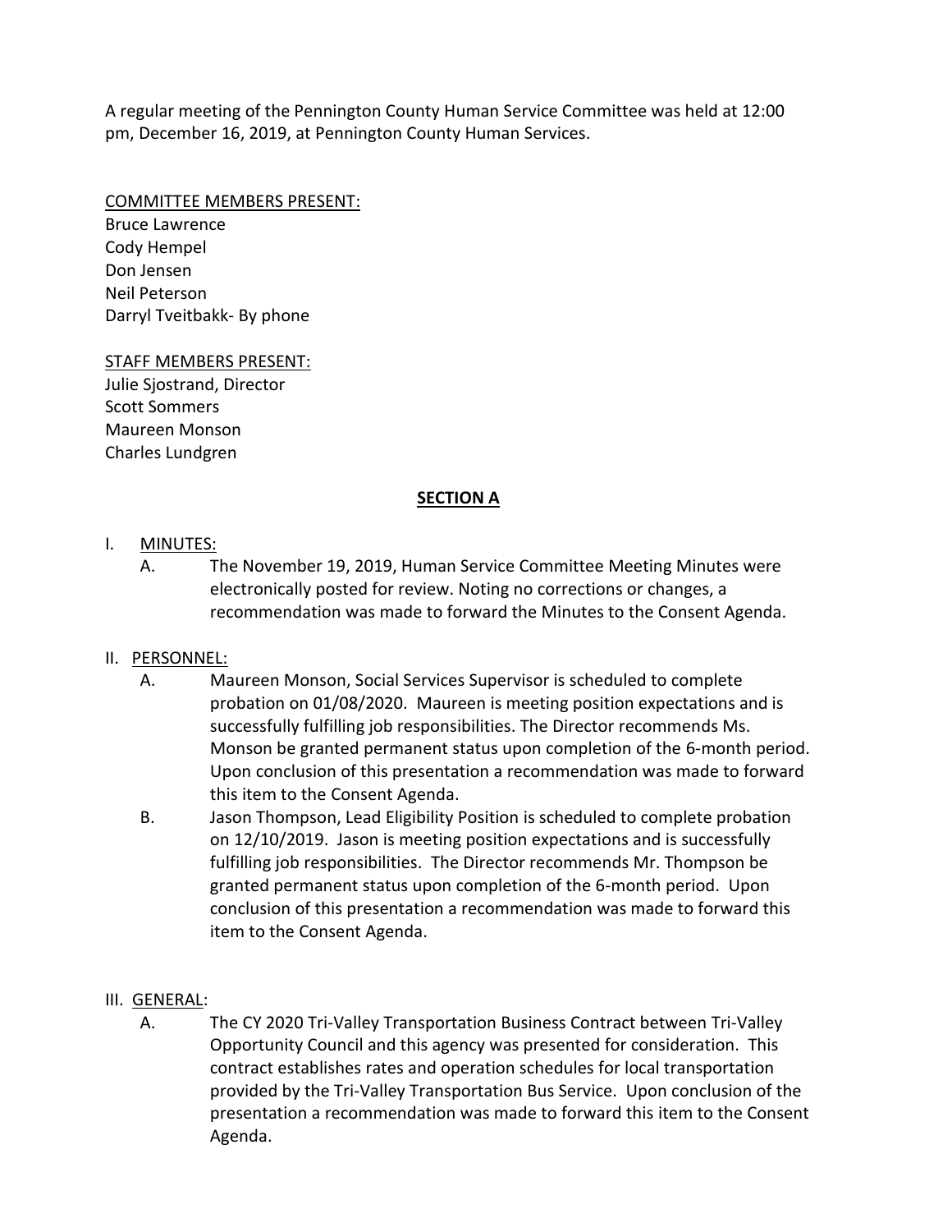A regular meeting of the Pennington County Human Service Committee was held at 12:00 pm, December 16, 2019, at Pennington County Human Services.

COMMITTEE MEMBERS PRESENT:
Bruce Lawrence
Cody Hempel
Don Jensen
Neil Peterson
Darryl Tveitbakk- By phone

STAFF MEMBERS PRESENT:
Julie Sjostrand, Director
Scott Sommers
Maureen Monson
Charles Lundgren

## SECTION A

I. MINUTES:

A. The November 19, 2019, Human Service Committee Meeting Minutes were electronically posted for review. Noting no corrections or changes, a recommendation was made to forward the Minutes to the Consent Agenda.

II. PERSONNEL:

A. Maureen Monson, Social Services Supervisor is scheduled to complete probation on 01/08/2020. Maureen is meeting position expectations and is successfully fulfilling job responsibilities. The Director recommends Ms. Monson be granted permanent status upon completion of the 6-month period. Upon conclusion of this presentation a recommendation was made to forward this item to the Consent Agenda.

B. Jason Thompson, Lead Eligibility Position is scheduled to complete probation on 12/10/2019. Jason is meeting position expectations and is successfully fulfilling job responsibilities. The Director recommends Mr. Thompson be granted permanent status upon completion of the 6-month period. Upon conclusion of this presentation a recommendation was made to forward this item to the Consent Agenda.

III. GENERAL:

A. The CY 2020 Tri-Valley Transportation Business Contract between Tri-Valley Opportunity Council and this agency was presented for consideration. This contract establishes rates and operation schedules for local transportation provided by the Tri-Valley Transportation Bus Service. Upon conclusion of the presentation a recommendation was made to forward this item to the Consent Agenda.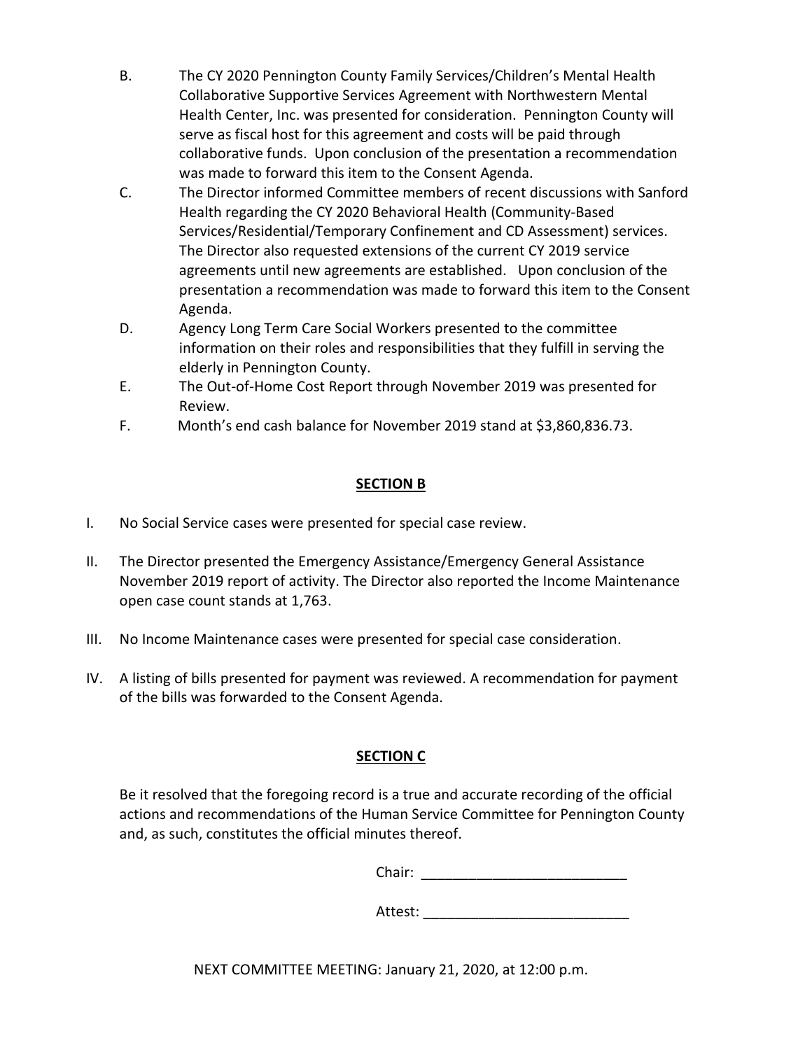B. The CY 2020 Pennington County Family Services/Children's Mental Health Collaborative Supportive Services Agreement with Northwestern Mental Health Center, Inc. was presented for consideration. Pennington County will serve as fiscal host for this agreement and costs will be paid through collaborative funds. Upon conclusion of the presentation a recommendation was made to forward this item to the Consent Agenda.

C. The Director informed Committee members of recent discussions with Sanford Health regarding the CY 2020 Behavioral Health (Community-Based Services/Residential/Temporary Confinement and CD Assessment) services. The Director also requested extensions of the current CY 2019 service agreements until new agreements are established. Upon conclusion of the presentation a recommendation was made to forward this item to the Consent Agenda.

D. Agency Long Term Care Social Workers presented to the committee information on their roles and responsibilities that they fulfill in serving the elderly in Pennington County.

E. The Out-of-Home Cost Report through November 2019 was presented for Review.

F. Month's end cash balance for November 2019 stand at $3,860,836.73.

## SECTION B

I. No Social Service cases were presented for special case review.

II. The Director presented the Emergency Assistance/Emergency General Assistance November 2019 report of activity. The Director also reported the Income Maintenance open case count stands at 1,763.

III. No Income Maintenance cases were presented for special case consideration.

IV. A listing of bills presented for payment was reviewed. A recommendation for payment of the bills was forwarded to the Consent Agenda.

## SECTION C

Be it resolved that the foregoing record is a true and accurate recording of the official actions and recommendations of the Human Service Committee for Pennington County and, as such, constitutes the official minutes thereof.

Chair: __________________________

Attest: __________________________

NEXT COMMITTEE MEETING: January 21, 2020, at 12:00 p.m.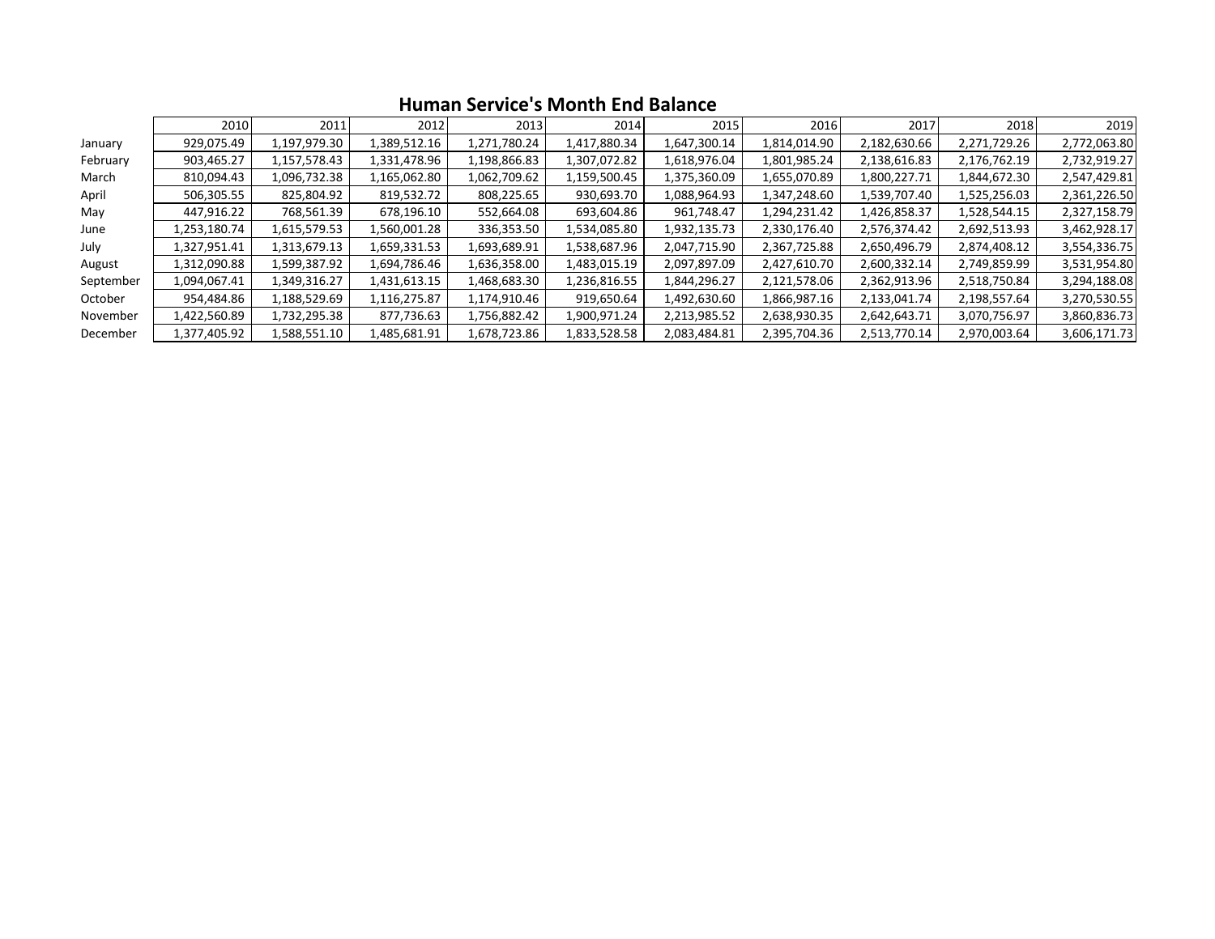## Human Service's Month End Balance

| | 2010 | 2011 | 2012 | 2013 | 2014 | 2015 | 2016 | 2017 | 2018 | 2019 |
|---|---|---|---|---|---|---|---|---|---|---|
| January | 929,075.49 | 1,197,979.30 | 1,389,512.16 | 1,271,780.24 | 1,417,880.34 | 1,647,300.14 | 1,814,014.90 | 2,182,630.66 | 2,271,729.26 | 2,772,063.80 |
| February | 903,465.27 | 1,157,578.43 | 1,331,478.96 | 1,198,866.83 | 1,307,072.82 | 1,618,976.04 | 1,801,985.24 | 2,138,616.83 | 2,176,762.19 | 2,732,919.27 |
| March | 810,094.43 | 1,096,732.38 | 1,165,062.80 | 1,062,709.62 | 1,159,500.45 | 1,375,360.09 | 1,655,070.89 | 1,800,227.71 | 1,844,672.30 | 2,547,429.81 |
| April | 506,305.55 | 825,804.92 | 819,532.72 | 808,225.65 | 930,693.70 | 1,088,964.93 | 1,347,248.60 | 1,539,707.40 | 1,525,256.03 | 2,361,226.50 |
| May | 447,916.22 | 768,561.39 | 678,196.10 | 552,664.08 | 693,604.86 | 961,748.47 | 1,294,231.42 | 1,426,858.37 | 1,528,544.15 | 2,327,158.79 |
| June | 1,253,180.74 | 1,615,579.53 | 1,560,001.28 | 336,353.50 | 1,534,085.80 | 1,932,135.73 | 2,330,176.40 | 2,576,374.42 | 2,692,513.93 | 3,462,928.17 |
| July | 1,327,951.41 | 1,313,679.13 | 1,659,331.53 | 1,693,689.91 | 1,538,687.96 | 2,047,715.90 | 2,367,725.88 | 2,650,496.79 | 2,874,408.12 | 3,554,336.75 |
| August | 1,312,090.88 | 1,599,387.92 | 1,694,786.46 | 1,636,358.00 | 1,483,015.19 | 2,097,897.09 | 2,427,610.70 | 2,600,332.14 | 2,749,859.99 | 3,531,954.80 |
| September | 1,094,067.41 | 1,349,316.27 | 1,431,613.15 | 1,468,683.30 | 1,236,816.55 | 1,844,296.27 | 2,121,578.06 | 2,362,913.96 | 2,518,750.84 | 3,294,188.08 |
| October | 954,484.86 | 1,188,529.69 | 1,116,275.87 | 1,174,910.46 | 919,650.64 | 1,492,630.60 | 1,866,987.16 | 2,133,041.74 | 2,198,557.64 | 3,270,530.55 |
| November | 1,422,560.89 | 1,732,295.38 | 877,736.63 | 1,756,882.42 | 1,900,971.24 | 2,213,985.52 | 2,638,930.35 | 2,642,643.71 | 3,070,756.97 | 3,860,836.73 |
| December | 1,377,405.92 | 1,588,551.10 | 1,485,681.91 | 1,678,723.86 | 1,833,528.58 | 2,083,484.81 | 2,395,704.36 | 2,513,770.14 | 2,970,003.64 | 3,606,171.73 |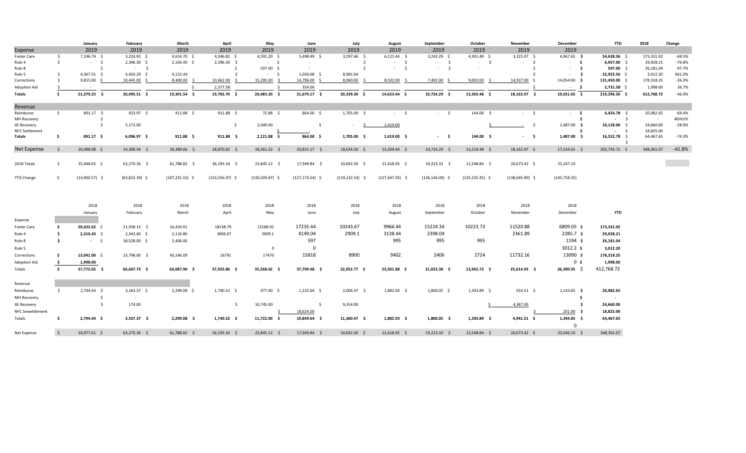| | January | February | March | April | May | June | July | August | September | October | November | December | YTD | 2018 | Change |
|---|---|---|---|---|---|---|---|---|---|---|---|---|---|---|---|
| Expense | 2019 | 2019 | 2019 | 2019 | 2019 | 2019 | 2019 | 2019 | 2019 | 2019 | 2019 | 2019 | | | |
| Foster Care | $ 7,196.74 | $ 3,233.92 | $ 4,614.70 | $ 4,346.82 | $ 4,591.20 | $ 5,498.49 | $ 3,297.66 | $ 6,121.44 | $ 3,242.29 | $ 4,301.48 | $ 3,225.97 | $ 4,967.65 | $ 54,638.36 | $ 173,331.02 | -68.5% |
| Rule 4 | $ - | $ 2,396.30 | $ 2,164.40 | $ 2,396.30 | $ - | $ - | | $ - | $ - | $ - | $ - | $ - | $ 6,957.00 | $ 29,928.21 | -76.8% |
| Rule 8 | | $ - | $ - | | $ 597.00 | $ - | | $ - | $ - | $ - | $ - | $ - | $ 597.00 | $ 26,181.04 | -97.7% |
| Rule 5 | $ 4,367.51 | $ 4,420.29 | $ 4,122.44 | $ - | $ - | $ 1,030.68 | $ 8,981.64 | | | | | $ - | $ 22,922.56 | $ 3,012.20 | 661.0% |
| Corrections | $ 9,815.00 | $ 10,445.00 | $ 8,400.00 | $ 10,662.00 | $ 15,295.00 | $ 14,796.00 | $ 8,060.00 | $ 8,502.00 | $ 7,482.00 | $ 9,002.00 | $ 14,937.00 | $ 14,054.00 | $ 131,450.00 | $ 178,318.25 | -26.3% |
| Adoption Aid | $ - | | $ 2,377.58 | | | $ 354.00 | | | | | $ - | $ - | $ 2,731.58 | $ 1,998.00 | 36.7% |
| **Totals** | **$ 21,379.25** | **$ 20,495.51** | **$ 19,301.54** | **$ 19,782.70** | **$ 20,483.20** | **$ 21,679.17** | **$ 20,339.30** | **$ 14,623.44** | **$ 10,724.29** | **$ 13,303.48** | **$ 18,162.97** | **$ 19,021.65** | **$ 219,296.50** | **$ 412,768.72** | **-46.9%** |
| Revenue | | | | | | | | | | | | | | | |
| Reimburse | $ 891.17 | $ 923.97 | $ 911.88 | $ 911.88 | $ 72.88 | $ 864.00 | $ 1,705.00 | $ - | $ - | $ 144.00 | $ - | $ - | $ 6,424.78 | $ 20,982.65 | -69.4% |
| MH Recovery | | $ - | | | | | | | | | | | $ - | $ - | #DIV/0! |
| 4E Recovery | | $ 5,173.00 | | | $ 2,049.00 | | $ - | $ 1,419.00 | | | $ - | $ 1,487.00 | $ 10,128.00 | $ 24,660.00 | -58.9% |
| NFC Settlement | | | | | | $ - | | | | | | | $ - | $ 18,825.00 | |
| **Totals** | **$ 891.17** | **$ 6,096.97** | **$ 911.88** | **$ 911.88** | **$ 2,121.88** | **$ 864.00** | **$ 1,705.00** | **$ 1,419.00** | **$ -** | **$ 144.00** | **$ -** | **$ 1,487.00** | **$ 16,552.78** | **$ 64,467.65** | **-74.3%** |
| **Net Expense** | $ 20,488.08 | $ 14,398.54 | $ 18,389.66 | $ 18,870.82 | $ 18,361.32 | $ 20,815.17 | $ 18,634.30 | $ 13,204.44 | $ 10,724.29 | $ 13,159.48 | $ 18,162.97 | $ 17,534.65 | $ 202,743.72 | $ 348,301.07 | -41.8% |
| 2018 Totals | $ 35,448.65 | $ 63,270.36 | $ 61,788.82 | $ 36,195.34 | $ 23,845.12 | $ 17,949.84 | $ 10,692.30 | $ 21,618.95 | $ 19,223.33 | $ 12,548.84 | $ 20,673.42 | $ 25,247.10 | | | |
| YTD Change | $ (14,960.57) | $ (63,832.39) | $ (107,231.55) | $ (124,556.07) | $ (130,039.87) | $ (127,174.54) | $ (119,232.54) | $ (127,647.05) | $ (136,146.09) | $ (135,535.45) | $ (138,045.90) | $ (145,758.35) | | | |

| | 2018 January | 2018 February | 2018 March | 2018 April | 2018 May | 2018 June | 2018 July | 2018 August | 2018 September | 2018 October | 2018 November | 2018 December | YTD |
|---|---|---|---|---|---|---|---|---|---|---|---|---|---|
| Expense | | | | | | | | | | | | | |
| Foster Care | $ 20,422.62 | $ 21,938.13 | $ 16,419.01 | 18138.79 | 15188.92 | 17235.44 | 10243.67 | 9966.44 | 15224.34 | 10223.73 | 11520.88 | 6809.05 | $ 173,331.02 |
| Rule 4 | $ 2,310.43 | $ 2,343.60 | $ 2,116.80 | 3006.07 | 2909.1 | 4149.04 | 2909.1 | 3138.44 | 2398.04 | | 2361.89 | 2285.7 | $ 29,928.21 |
| Rule 8 | $ - | $ 18,528.00 | $ 2,406.00 | | | 597 | | 995 | 995 | 995 | | 1194 | $ 26,181.04 |
| Rule 5 | | | | | 0 | 0 | | | | | | 3012.2 | $ 3,012.20 |
| Corrections | $ 13,041.00 | $ 23,798.00 | $ 43,146.09 | 16791 | 17470 | 15818 | 8900 | 9402 | 2406 | 2724 | 11732.16 | 13090 | $ 178,318.25 |
| Adoption Aid | $ 1,998.00 | | | | | | | | | | | 0 | $ 1,998.00 |
| Totals | $ 37,772.05 | $ 66,607.73 | $ 64,087.90 | $ 37,935.86 | $ 35,568.02 | $ 37,799.48 | $ 22,052.77 | $ 23,501.88 | $ 21,023.38 | $ 13,942.73 | $ 25,614.93 | $ 26,390.95 | $ 412,768.72 |
| Revenue | | | | | | | | | | | | | |
| Reimburse | $ 2,794.44 | $ 3,163.37 | $ 2,299.08 | $ 1,740.52 | $ 977.90 | $ 1,225.64 | $ 2,006.47 | $ 1,882.93 | $ 1,800.05 | $ 1,393.89 | $ 554.51 | $ 1,143.85 | $ 20,982.65 |
| MH Recovery | | $ - | | | | | | | | | | | $ - |
| 4E Recovery | | $ 174.00 | | | $ 10,745.00 | | $ 9,354.00 | | | | $ 4,387.00 | | $ 24,660.00 |
| NFC Sewettlement | | | | | | $ 18,624.00 | | | | | | $ 201.00 | $ 18,825.00 |
| Totals | $ 2,794.44 | $ 3,337.37 | $ 2,299.08 | $ 1,740.52 | $ 11,722.90 | $ 19,849.64 | $ 11,360.47 | $ 1,882.93 | $ 1,800.05 | $ 1,393.89 | $ 4,941.51 | $ 1,344.85 | $ 64,467.65 |
| | | | | | | | | | | | | 0 | |
| Net Expense | $ 34,977.61 | $ 63,270.36 | $ 61,788.82 | $ 36,195.34 | $ 23,845.12 | $ 17,949.84 | $ 10,692.30 | $ 21,618.95 | $ 19,223.33 | $ 12,548.84 | $ 20,673.42 | $ 25,046.10 | $ 348,301.07 |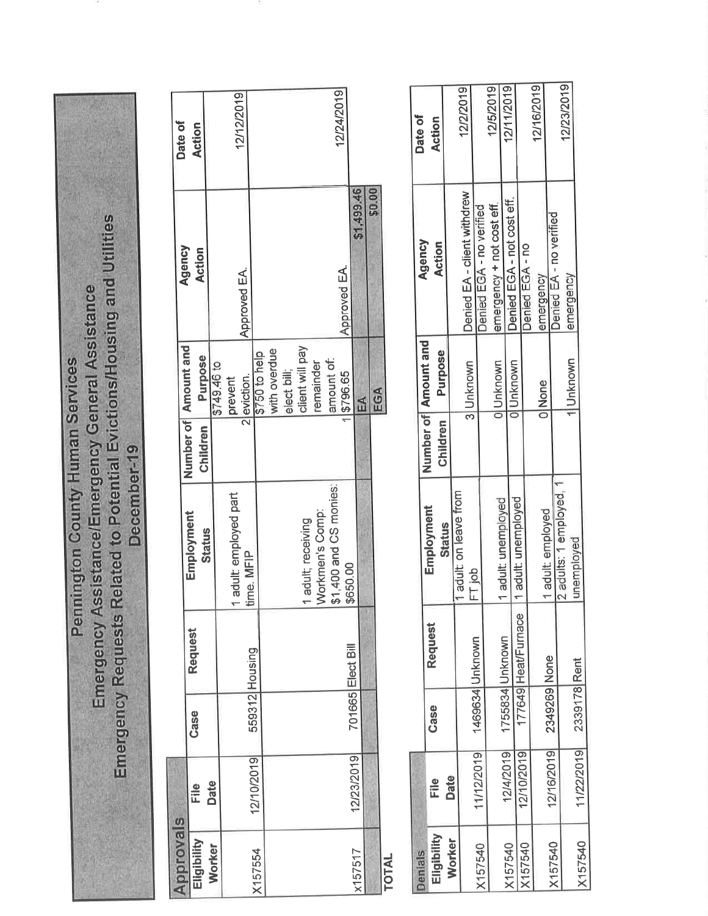# Pennington County Human Services

## Emergency Assistance/Emergency General Assistance

## Emergency Requests Related to Potential Evictions/Housing and Utilities

## December-19

### Approvals

| Eligibility Worker | File Date | Case | Request | Employment Status | Number of Children | Amount and Purpose | Agency Action | Date of Action |
|---|---|---|---|---|---|---|---|---|
| X157554 | 12/10/2019 | 559312 | Housing | 1 adult: employed part time. MFIP | 2 | $749.46 to prevent eviction. | Approved EA. | 12/12/2019 |
| X157517 | 12/23/2019 | 701665 | Elect Bill | 1 adult; receiving Workmen's Comp: $1,400 and CS monies: $650.00 | 1 | $750 to help with overdue elect bill; client will pay remainder amount of: $796.65 | Approved EA. | 12/24/2019 |
| **TOTAL** | | | | | | EA | $1,499.46 | |
| | | | | | | EGA | $0.00 | |

### Denials

| Eligibility Worker | File Date | Case | Request | Employment Status | Number of Children | Amount and Purpose | Agency Action | Date of Action |
|---|---|---|---|---|---|---|---|---|
| X157540 | 11/12/2019 | 1469634 | Unknown | 1 adult: on leave from FT job | 3 | Unknown | Denied EA - client withdrew | 12/2/2019 |
| X157540 | 12/4/2019 | 1755834 | Unknown | 1 adult: unemployed | 0 | Unknown | Denied EGA - no verified emergency + not cost eff. | 12/5/2019 |
| X157540 | 12/10/2019 | 177649 | Heat/Furnace | 1 adult: unemployed | 0 | Unknown | Denied EGA - not cost eff. | 12/11/2019 |
| X157540 | 12/16/2019 | 2349269 | None | 1 adult: employed | 0 | None | Denied EGA - no emergency | 12/16/2019 |
| X157540 | 11/22/2019 | 2339178 | Rent | 2 adults: 1 employed, 1 unemployed | 1 | Unknown | Denied EA - no verified emergency | 12/23/2019 |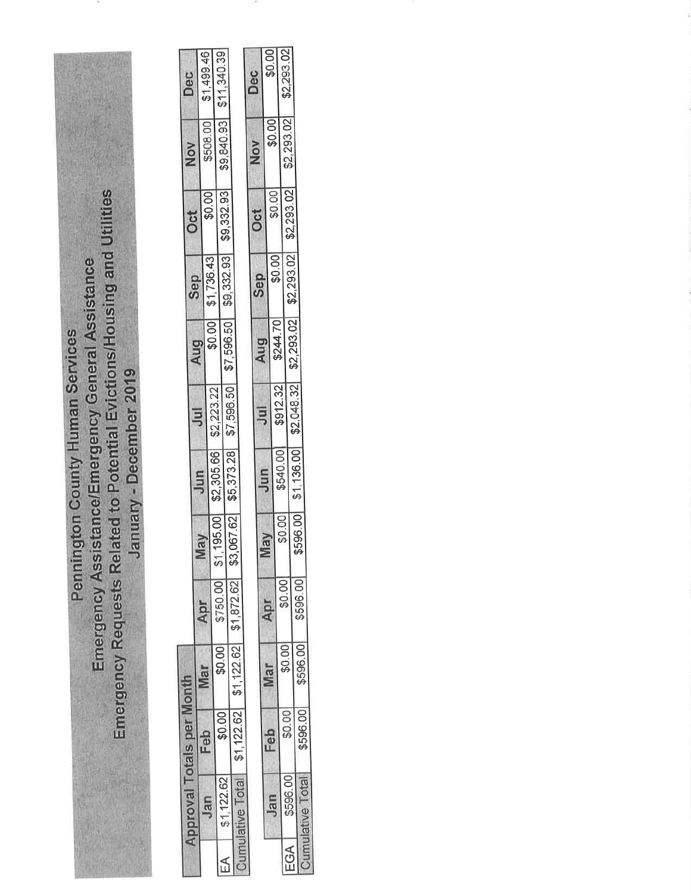# Pennington County Human Services

## Emergency Assistance/Emergency General Assistance

## Emergency Requests Related to Potential Evictions/Housing and Utilities

### January - December 2019

**Approval Totals per Month**

| | Jan | Feb | Mar | Apr | May | Jun | Jul | Aug | Sep | Oct | Nov | Dec |
|---|---|---|---|---|---|---|---|---|---|---|---|---|
| EA | $1,122.62 | $0.00 | $0.00 | $750.00 | $1,195.00 | $2,305.66 | $2,223.22 | $0.00 | $1,736.43 | $0.00 | $508.00 | $1,499.46 |
| Cumulative Total | $1,122.62 | $1,122.62 | $1,122.62 | $1,872.62 | $3,067.62 | $5,373.28 | $7,596.50 | $7,596.50 | $9,332.93 | $9,332.93 | $9,840.93 | $11,340.39 |

| | Jan | Feb | Mar | Apr | May | Jun | Jul | Aug | Sep | Oct | Nov | Dec |
|---|---|---|---|---|---|---|---|---|---|---|---|---|
| EGA | $596.00 | $0.00 | $0.00 | $0.00 | $0.00 | $540.00 | $912.32 | $244.70 | $0.00 | $0.00 | $0.00 | $0.00 |
| Cumulative Total | $596.00 | $596.00 | $596.00 | $596.00 | $596.00 | $1,136.00 | $2,048.32 | $2,293.02 | $2,293.02 | $2,293.02 | $2,293.02 | $2,293.02 |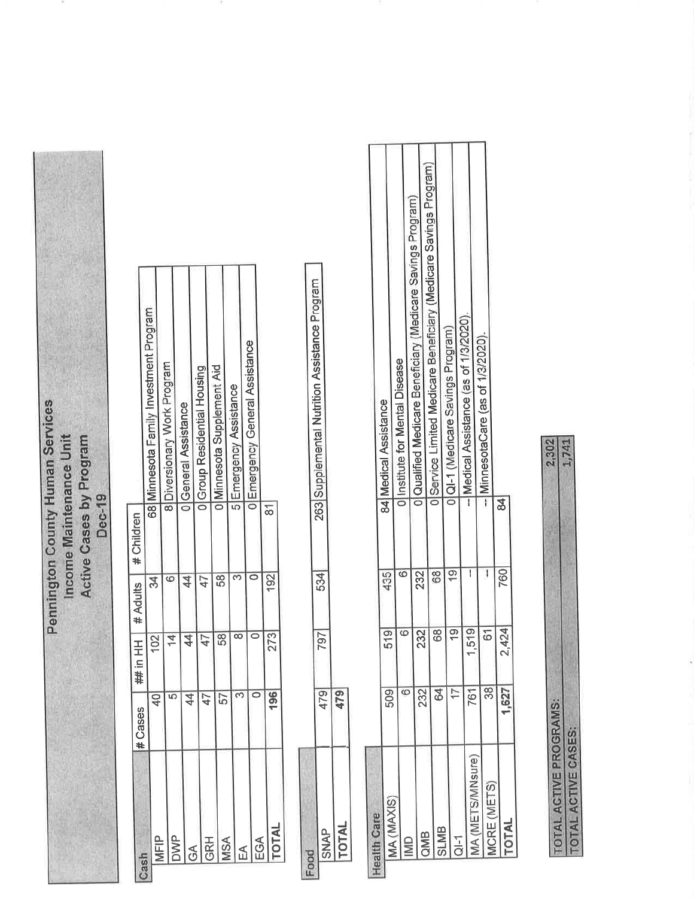# Pennington County Human Services
## Income Maintenance Unit
### Active Cases by Program
### Dec-19

| Cash | # Cases | ## in HH | # Adults | # Children | |
|---|---|---|---|---|---|
| MFIP | 40 | 102 | 34 | 68 | Minnesota Family Investment Program |
| DWP | 5 | 14 | 6 | 8 | Diversionary Work Program |
| GA | 44 | 44 | 44 | 0 | General Assistance |
| GRH | 47 | 47 | 47 | 0 | Group Residential Housing |
| MSA | 57 | 58 | 58 | 0 | Minnesota Supplement Aid |
| EA | 3 | 8 | 3 | 5 | Emergency Assistance |
| EGA | 0 | 0 | 0 | 0 | Emergency General Assistance |
| **TOTAL** | **196** | 273 | 192 | 81 | |

| Food | | | | | |
|---|---|---|---|---|---|
| SNAP | 479 | 797 | 534 | 263 | Supplemental Nutrition Assistance Program |
| **TOTAL** | **479** | | | | |

| Health Care | | | | | |
|---|---|---|---|---|---|
| MA (MAXIS) | 509 | 519 | 435 | 84 | Medical Assistance |
| IMD | 6 | 6 | 6 | 0 | Institute for Mental Disease |
| QMB | 232 | 232 | 232 | 0 | Qualified Medicare Beneficiary (Medicare Savings Program) |
| SLMB | 64 | 68 | 68 | 0 | Service Limited Medicare Beneficiary (Medicare Savings Program) |
| QI-1 | 17 | 19 | 19 | 0 | QI-1 (Medicare Savings Program) |
| MA (METS/MNsure) | 761 | 1,519 | -- | -- | Medical Assistance (as of 1/3/2020). |
| MCRE (METS) | 38 | 61 | -- | -- | MinnesotaCare (as of 1/3/2020). |
| **TOTAL** | **1,627** | 2,424 | 760 | 84 | |

| | |
|---|---|
| TOTAL ACTIVE PROGRAMS: | 2,302 |
| TOTAL ACTIVE CASES: | 1,741 |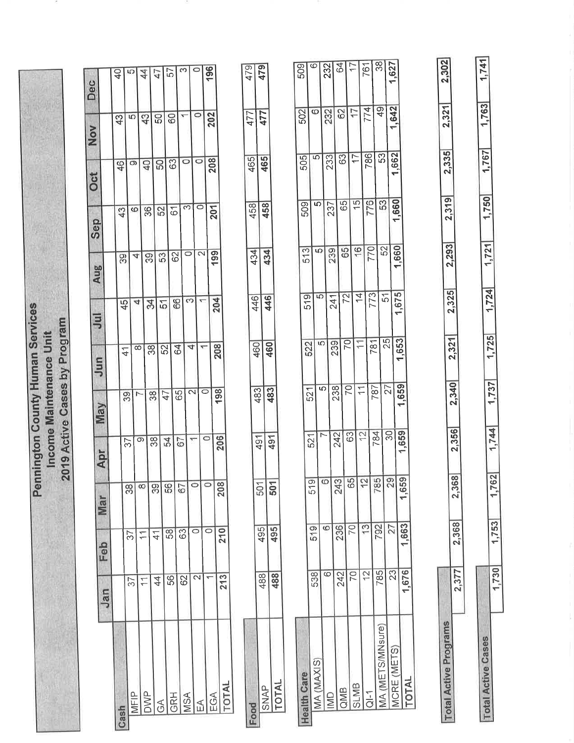# Pennington County Human Services
## Income Maintenance Unit
### 2019 Active Cases by Program

| | Jan | Feb | Mar | Apr | May | Jun | Jul | Aug | Sep | Oct | Nov | Dec |
|---|---|---|---|---|---|---|---|---|---|---|---|---|
| **Cash** | | | | | | | | | | | | |
| MFIP | 37 | 37 | 38 | 37 | 39 | 41 | 45 | 39 | 43 | 46 | 43 | 40 |
| DWP | 11 | 11 | 8 | 9 | 7 | 8 | 4 | 4 | 6 | 9 | 5 | 5 |
| GA | 44 | 41 | 39 | 38 | 38 | 38 | 34 | 39 | 36 | 40 | 43 | 44 |
| GRH | 56 | 58 | 56 | 54 | 47 | 52 | 51 | 53 | 52 | 50 | 50 | 47 |
| MSA | 62 | 63 | 67 | 67 | 65 | 64 | 66 | 62 | 61 | 63 | 60 | 57 |
| EA | 2 | 0 | 0 | 1 | 2 | 4 | 3 | 0 | 3 | 0 | 1 | 3 |
| EGA | 1 | 0 | 0 | 0 | 0 | 1 | 1 | 2 | 0 | 0 | 0 | 0 |
| **TOTAL** | **213** | **210** | **208** | **206** | **198** | **208** | **204** | **199** | **201** | **208** | **202** | **196** |
| **Food** | | | | | | | | | | | | |
| SNAP | 488 | 495 | 501 | 491 | 483 | 460 | 446 | 434 | 458 | 465 | 477 | 479 |
| **TOTAL** | **488** | **495** | **501** | **491** | **483** | **460** | **446** | **434** | **458** | **465** | **477** | **479** |
| **Health Care** | | | | | | | | | | | | |
| MA (MAXIS) | 538 | 519 | 519 | 521 | 521 | 522 | 519 | 513 | 509 | 505 | 502 | 509 |
| IMD | 6 | 6 | 6 | 7 | 5 | 5 | 5 | 5 | 5 | 5 | 6 | 6 |
| QMB | 242 | 236 | 243 | 242 | 238 | 239 | 241 | 239 | 237 | 233 | 232 | 232 |
| SLMB | 70 | 70 | 65 | 63 | 70 | 70 | 72 | 65 | 65 | 63 | 62 | 64 |
| QI-1 | 12 | 13 | 12 | 12 | 11 | 11 | 14 | 16 | 15 | 17 | 17 | 17 |
| MA (METS/MNsure) | 785 | 792 | 785 | 784 | 787 | 781 | 773 | 770 | 776 | 786 | 774 | 761 |
| MCRE (METS) | 23 | 27 | 29 | 30 | 27 | 25 | 51 | 52 | 53 | 53 | 49 | 38 |
| **TOTAL** | **1,676** | **1,663** | **1,659** | **1,659** | **1,659** | **1,653** | **1,675** | **1,660** | **1,660** | **1,662** | **1,642** | **1,627** |
| **Total Active Programs** | 2,377 | 2,368 | 2,368 | 2,356 | 2,340 | 2,321 | 2,325 | 2,293 | 2,319 | 2,335 | 2,321 | 2,302 |
| **Total Active Cases** | 1,730 | 1,753 | 1,762 | 1,744 | 1,737 | 1,725 | 1,724 | 1,721 | 1,750 | 1,767 | 1,763 | 1,741 |